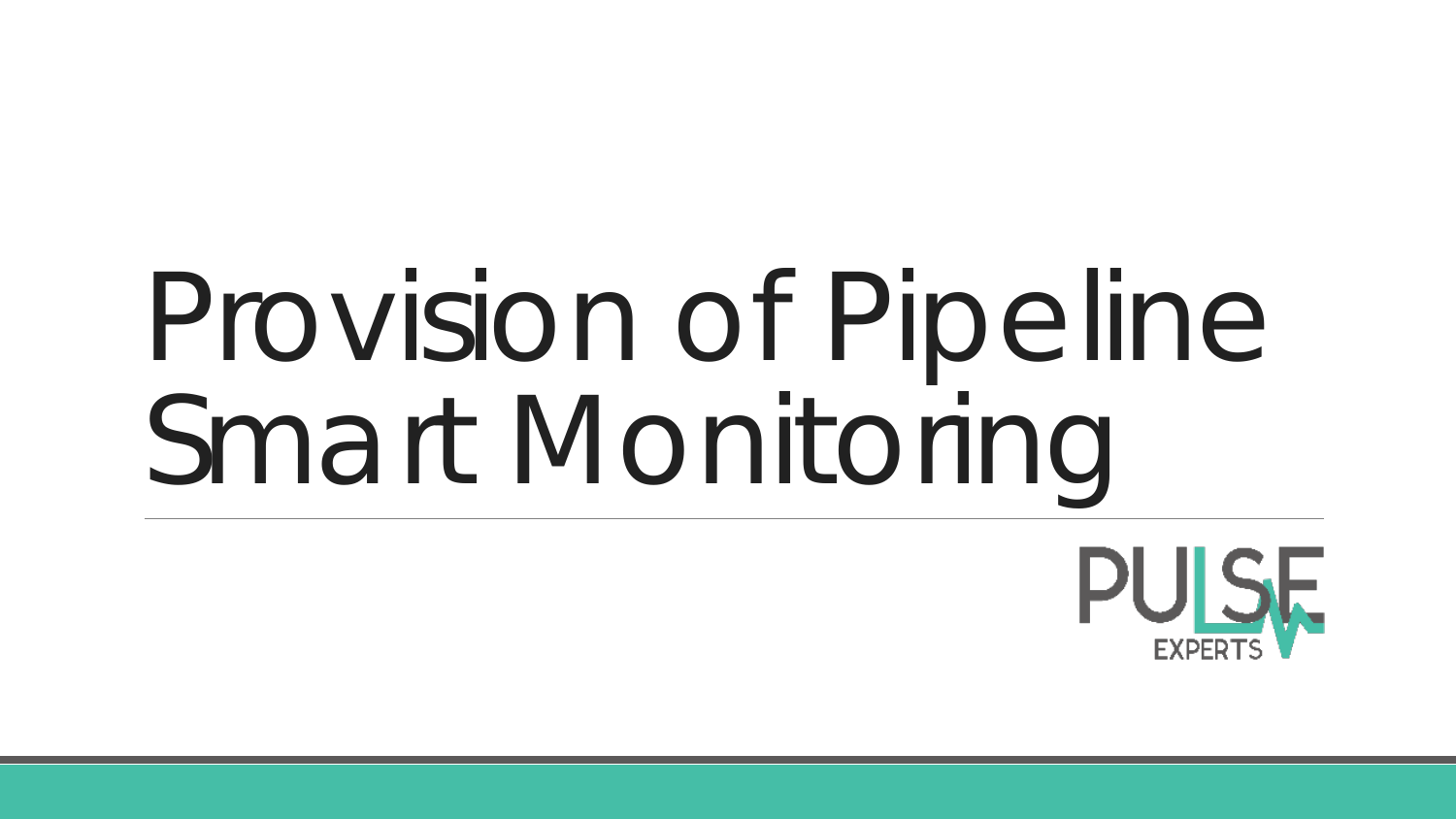# Provision of Pipeline Smart Monitoring

PULSE EXPERTS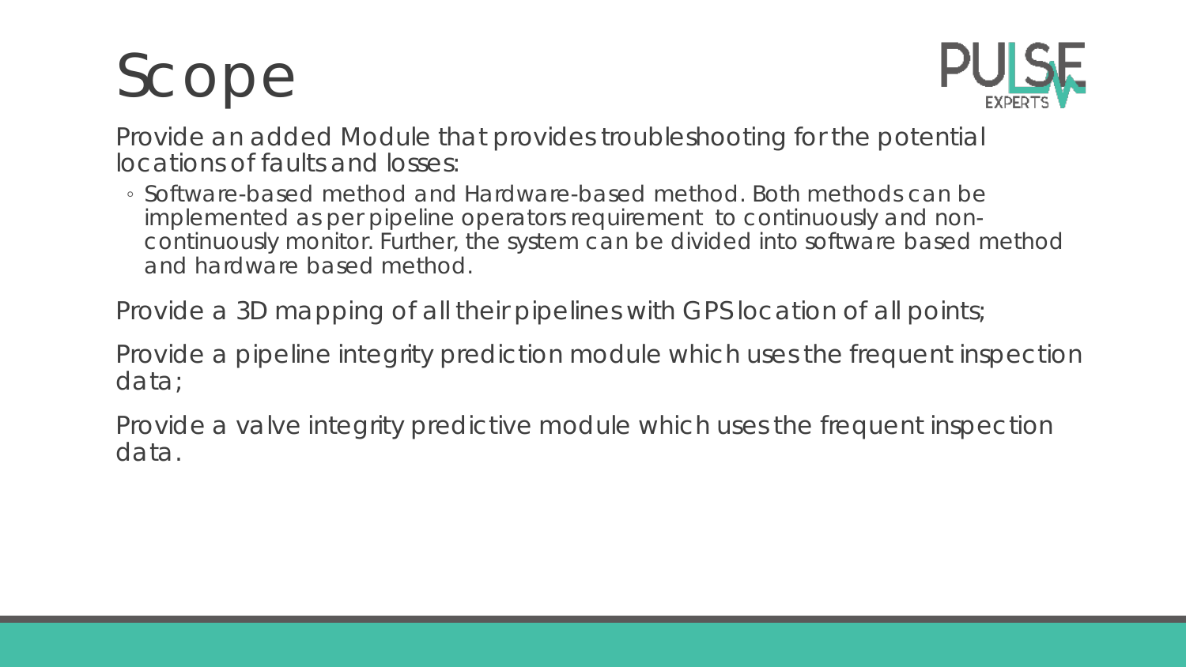# Scope

Provide an added Module that provides troubleshooting for the potential locations of faults and losses:

- Software-based method and Hardware-based method. Both methods can be implemented as per pipeline operators requirement to continuously and non-continuously monitor. Further, the system can be divided into software based method and hardware based method.

Provide a 3D mapping of all their pipelines with GPS location of all points;

Provide a pipeline integrity prediction module which uses the frequent inspection data;

Provide a valve integrity predictive module which uses the frequent inspection data.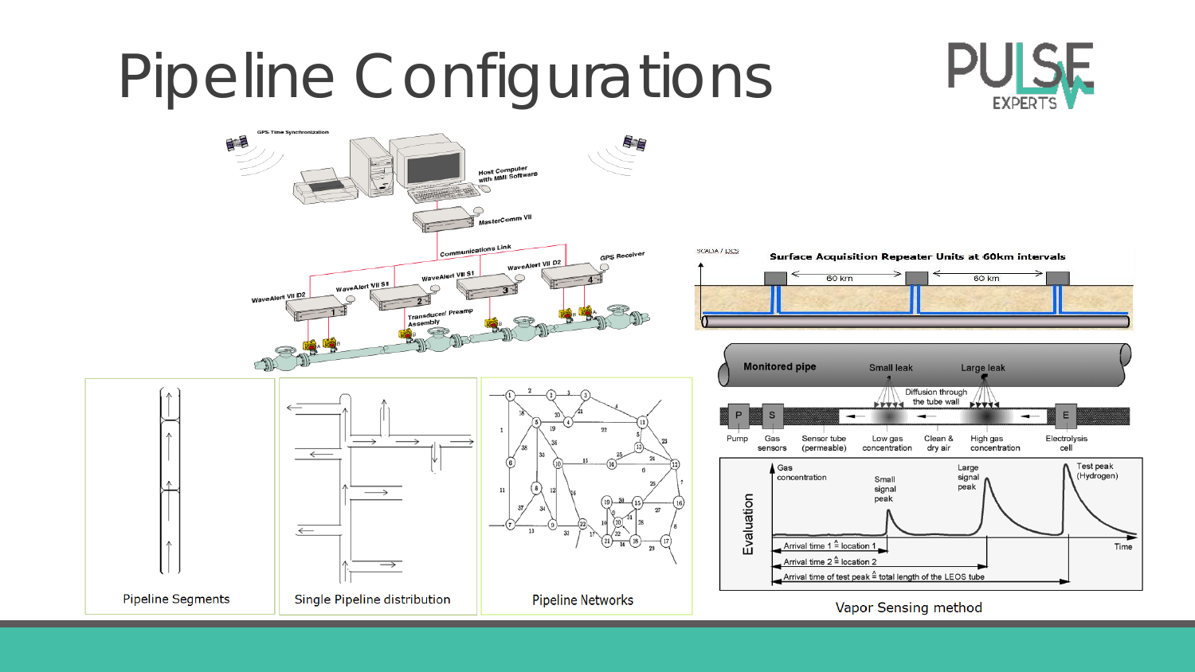# Pipeline Configurations

Pipeline Segments

Single Pipeline distribution

Pipeline Networks

Vapor Sensing method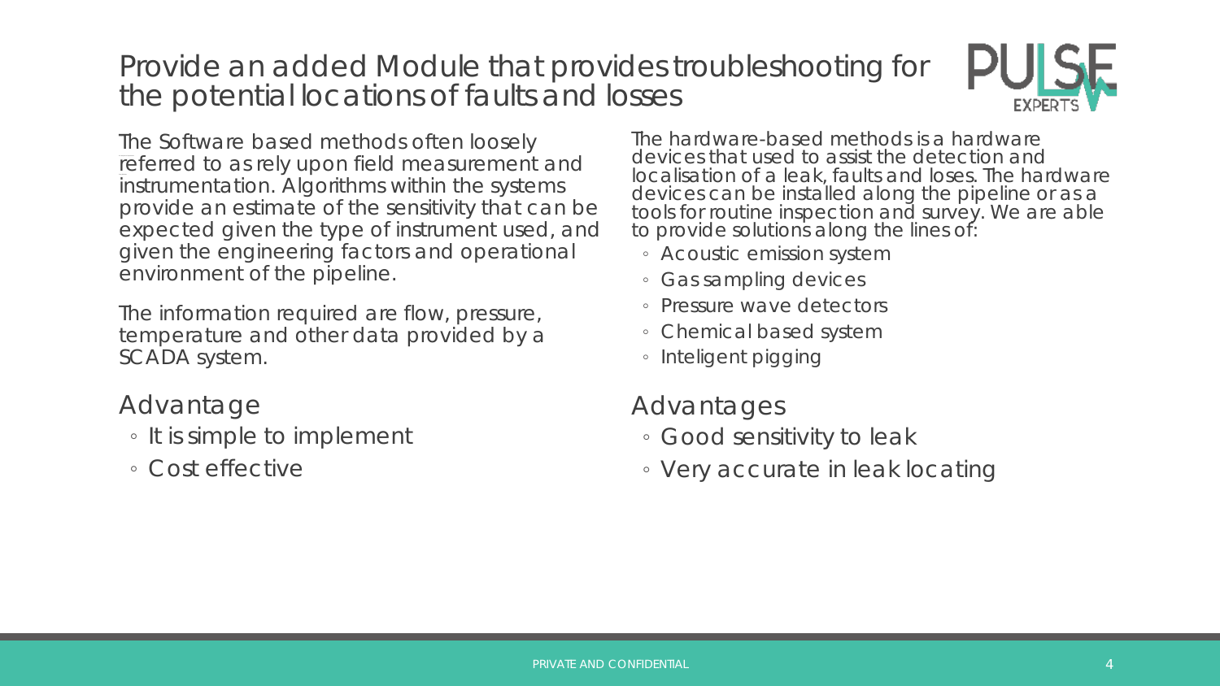# Provide an added Module that provides troubleshooting for the potential locations of faults and losses

The Software based methods often loosely referred to as rely upon field measurement and instrumentation. Algorithms within the systems provide an estimate of the sensitivity that can be expected given the type of instrument used, and given the engineering factors and operational environment of the pipeline.

The information required are flow, pressure, temperature and other data provided by a SCADA system.

## Advantage

- It is simple to implement
- Cost effective

The hardware-based methods is a hardware devices that used to assist the detection and localisation of a leak, faults and loses. The hardware devices can be installed along the pipeline or as a tools for routine inspection and survey. We are able to provide solutions along the lines of:

- Acoustic emission system
- Gas sampling devices
- Pressure wave detectors
- Chemical based system
- Inteligent pigging

## Advantages

- Good sensitivity to leak
- Very accurate in leak locating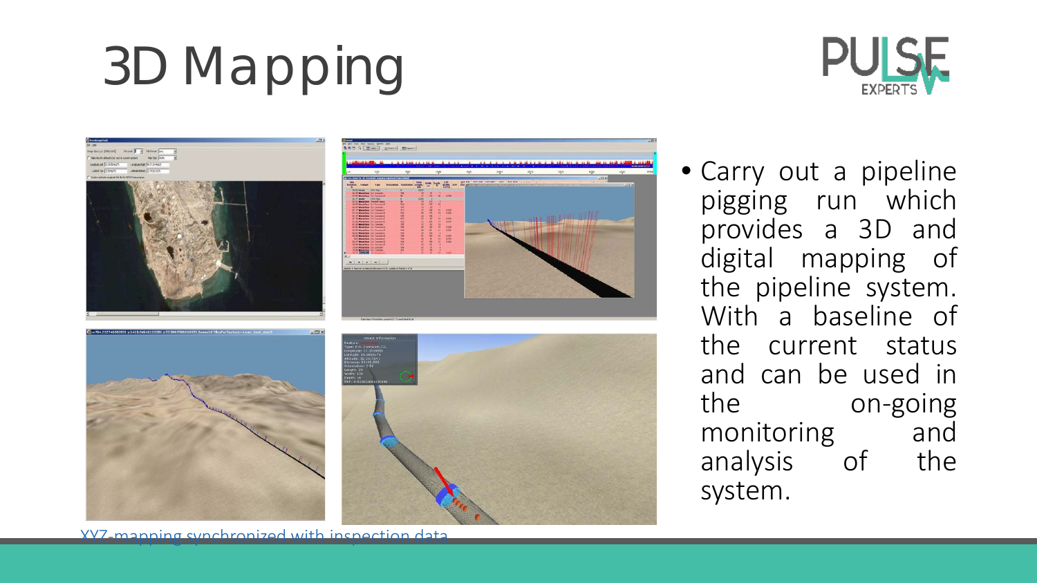# 3D Mapping

- Carry out a pipeline pigging run which provides a 3D and digital mapping of the pipeline system. With a baseline of the current status and can be used in the on-going monitoring and analysis of the system.

XYZ-mapping synchronized with inspection data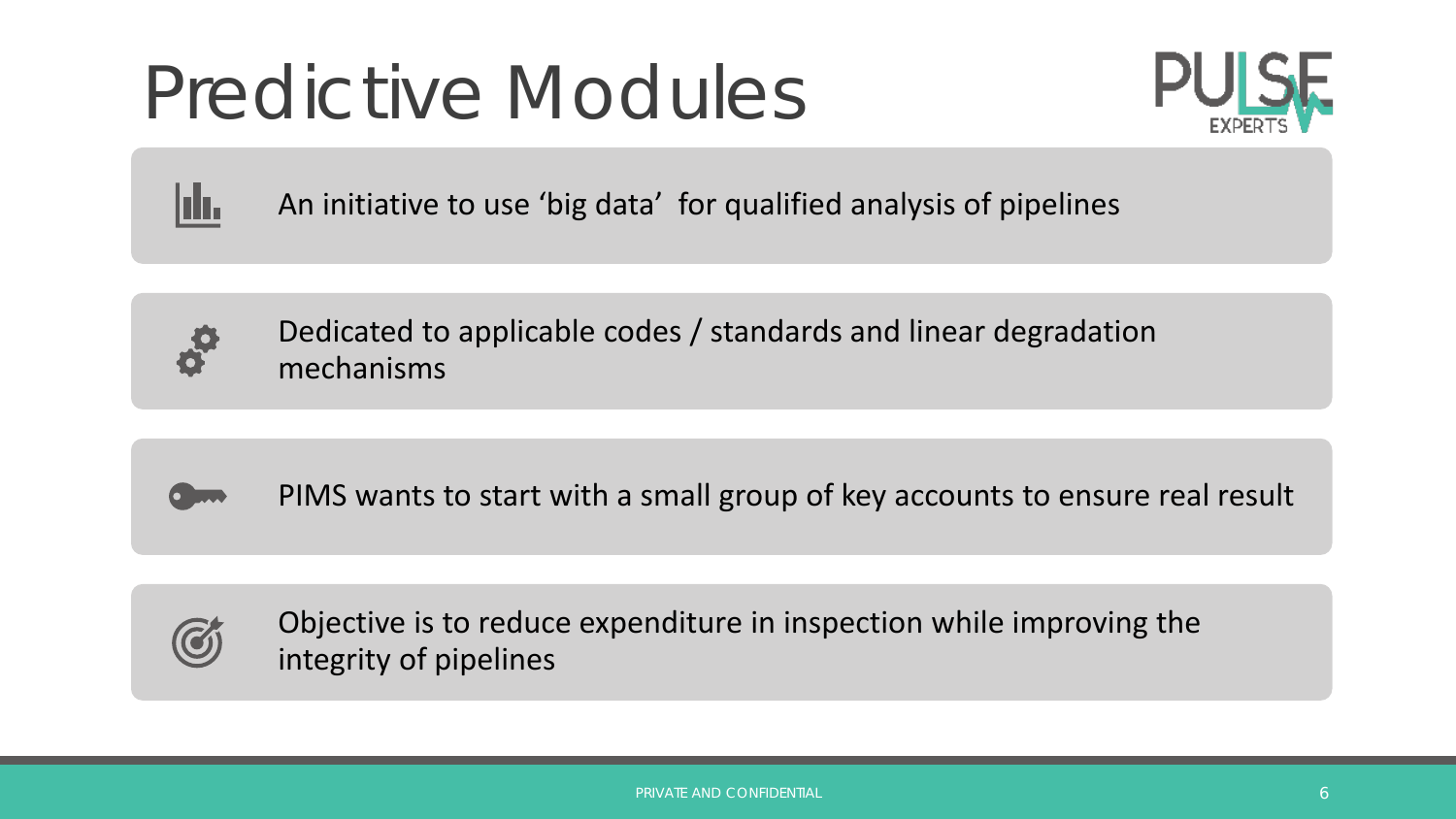# Predictive Modules

- An initiative to use 'big data' for qualified analysis of pipelines
- Dedicated to applicable codes / standards and linear degradation mechanisms
- PIMS wants to start with a small group of key accounts to ensure real result
- Objective is to reduce expenditure in inspection while improving the integrity of pipelines

PRIVATE AND CONFIDENTIAL